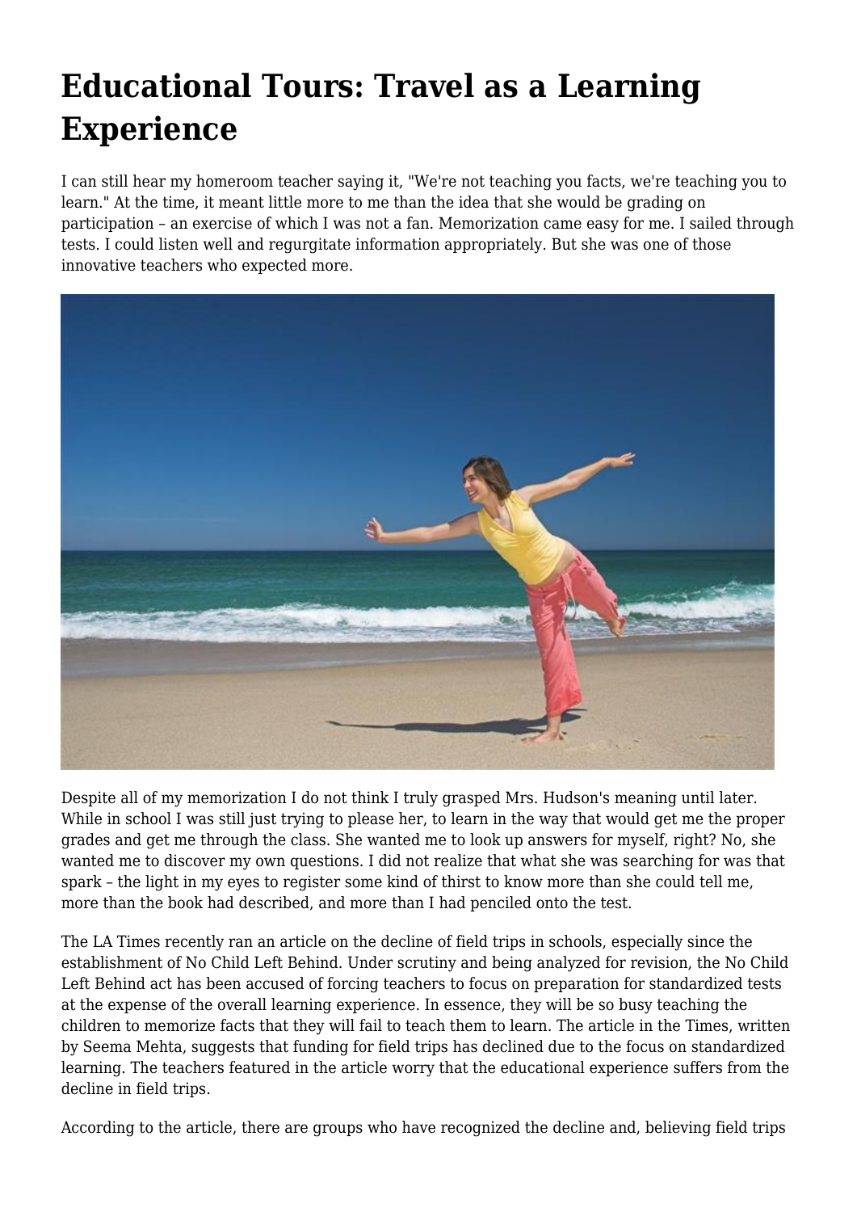# Educational Tours: Travel as a Learning Experience

I can still hear my homeroom teacher saying it, "We're not teaching you facts, we're teaching you to learn." At the time, it meant little more to me than the idea that she would be grading on participation – an exercise of which I was not a fan. Memorization came easy for me. I sailed through tests. I could listen well and regurgitate information appropriately. But she was one of those innovative teachers who expected more.

Despite all of my memorization I do not think I truly grasped Mrs. Hudson's meaning until later. While in school I was still just trying to please her, to learn in the way that would get me the proper grades and get me through the class. She wanted me to look up answers for myself, right? No, she wanted me to discover my own questions. I did not realize that what she was searching for was that spark – the light in my eyes to register some kind of thirst to know more than she could tell me, more than the book had described, and more than I had penciled onto the test.

The LA Times recently ran an article on the decline of field trips in schools, especially since the establishment of No Child Left Behind. Under scrutiny and being analyzed for revision, the No Child Left Behind act has been accused of forcing teachers to focus on preparation for standardized tests at the expense of the overall learning experience. In essence, they will be so busy teaching the children to memorize facts that they will fail to teach them to learn. The article in the Times, written by Seema Mehta, suggests that funding for field trips has declined due to the focus on standardized learning. The teachers featured in the article worry that the educational experience suffers from the decline in field trips.

According to the article, there are groups who have recognized the decline and, believing field trips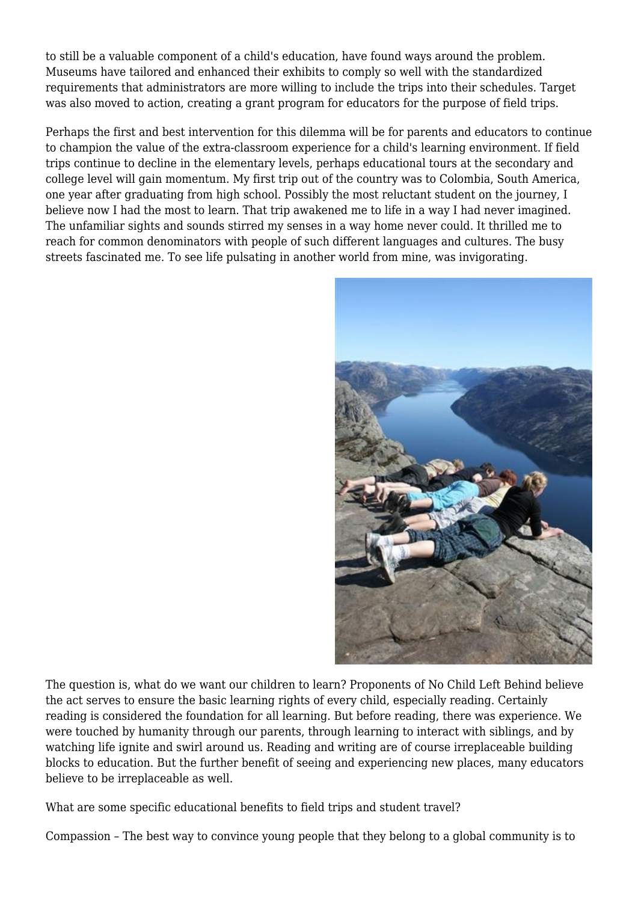to still be a valuable component of a child's education, have found ways around the problem. Museums have tailored and enhanced their exhibits to comply so well with the standardized requirements that administrators are more willing to include the trips into their schedules. Target was also moved to action, creating a grant program for educators for the purpose of field trips.

Perhaps the first and best intervention for this dilemma will be for parents and educators to continue to champion the value of the extra-classroom experience for a child's learning environment. If field trips continue to decline in the elementary levels, perhaps educational tours at the secondary and college level will gain momentum. My first trip out of the country was to Colombia, South America, one year after graduating from high school. Possibly the most reluctant student on the journey, I believe now I had the most to learn. That trip awakened me to life in a way I had never imagined. The unfamiliar sights and sounds stirred my senses in a way home never could. It thrilled me to reach for common denominators with people of such different languages and cultures. The busy streets fascinated me. To see life pulsating in another world from mine, was invigorating.

The question is, what do we want our children to learn? Proponents of No Child Left Behind believe the act serves to ensure the basic learning rights of every child, especially reading. Certainly reading is considered the foundation for all learning. But before reading, there was experience. We were touched by humanity through our parents, through learning to interact with siblings, and by watching life ignite and swirl around us. Reading and writing are of course irreplaceable building blocks to education. But the further benefit of seeing and experiencing new places, many educators believe to be irreplaceable as well.

What are some specific educational benefits to field trips and student travel?

Compassion – The best way to convince young people that they belong to a global community is to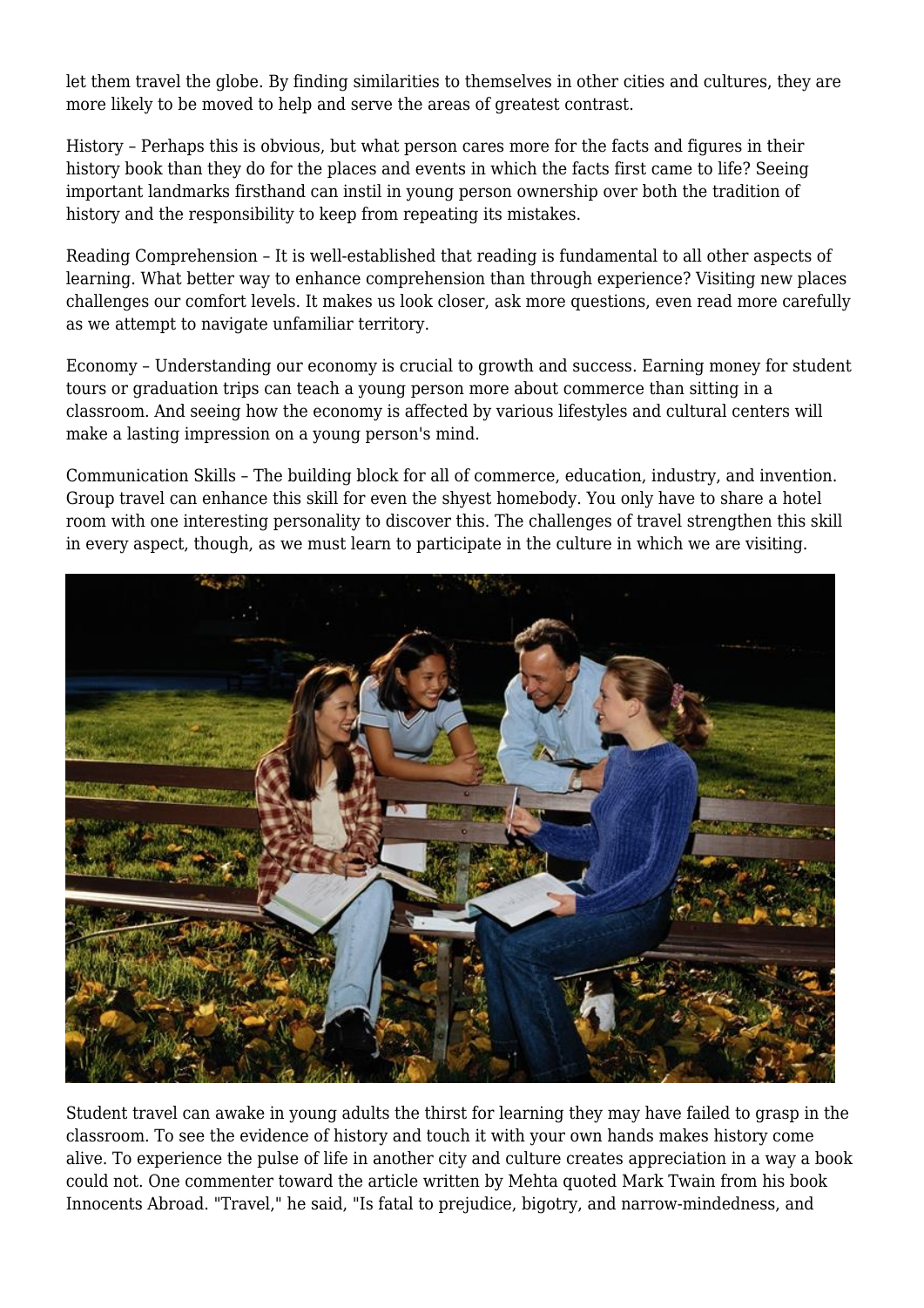let them travel the globe. By finding similarities to themselves in other cities and cultures, they are more likely to be moved to help and serve the areas of greatest contrast.

History – Perhaps this is obvious, but what person cares more for the facts and figures in their history book than they do for the places and events in which the facts first came to life? Seeing important landmarks firsthand can instil in young person ownership over both the tradition of history and the responsibility to keep from repeating its mistakes.

Reading Comprehension – It is well-established that reading is fundamental to all other aspects of learning. What better way to enhance comprehension than through experience? Visiting new places challenges our comfort levels. It makes us look closer, ask more questions, even read more carefully as we attempt to navigate unfamiliar territory.

Economy – Understanding our economy is crucial to growth and success. Earning money for student tours or graduation trips can teach a young person more about commerce than sitting in a classroom. And seeing how the economy is affected by various lifestyles and cultural centers will make a lasting impression on a young person's mind.

Communication Skills – The building block for all of commerce, education, industry, and invention. Group travel can enhance this skill for even the shyest homebody. You only have to share a hotel room with one interesting personality to discover this. The challenges of travel strengthen this skill in every aspect, though, as we must learn to participate in the culture in which we are visiting.

Student travel can awake in young adults the thirst for learning they may have failed to grasp in the classroom. To see the evidence of history and touch it with your own hands makes history come alive. To experience the pulse of life in another city and culture creates appreciation in a way a book could not. One commenter toward the article written by Mehta quoted Mark Twain from his book Innocents Abroad. "Travel," he said, "Is fatal to prejudice, bigotry, and narrow-mindedness, and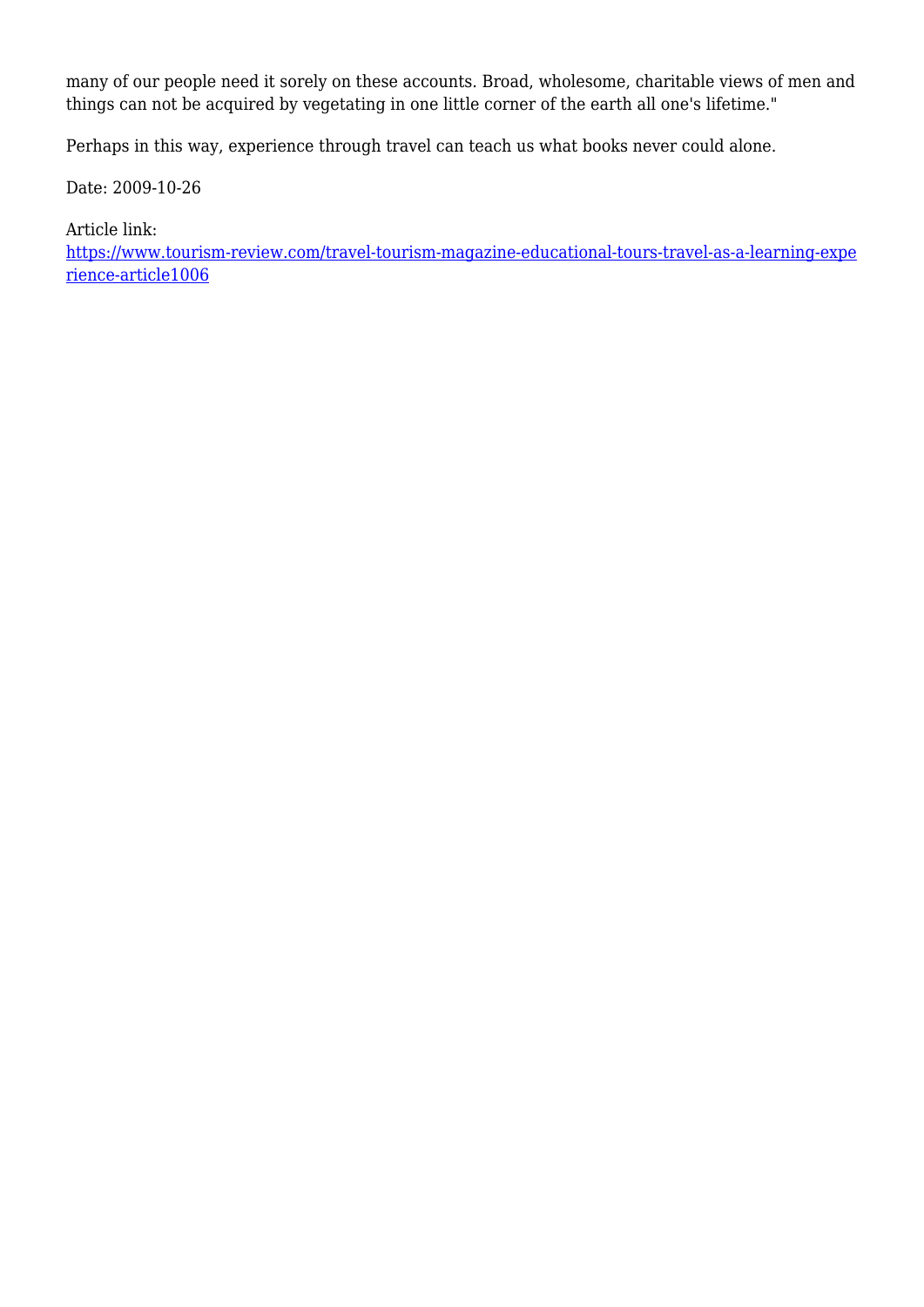many of our people need it sorely on these accounts. Broad, wholesome, charitable views of men and things can not be acquired by vegetating in one little corner of the earth all one's lifetime."

Perhaps in this way, experience through travel can teach us what books never could alone.

Date: 2009-10-26

Article link:
[https://www.tourism-review.com/travel-tourism-magazine-educational-tours-travel-as-a-learning-experience-article1006](https://www.tourism-review.com/travel-tourism-magazine-educational-tours-travel-as-a-learning-experience-article1006)